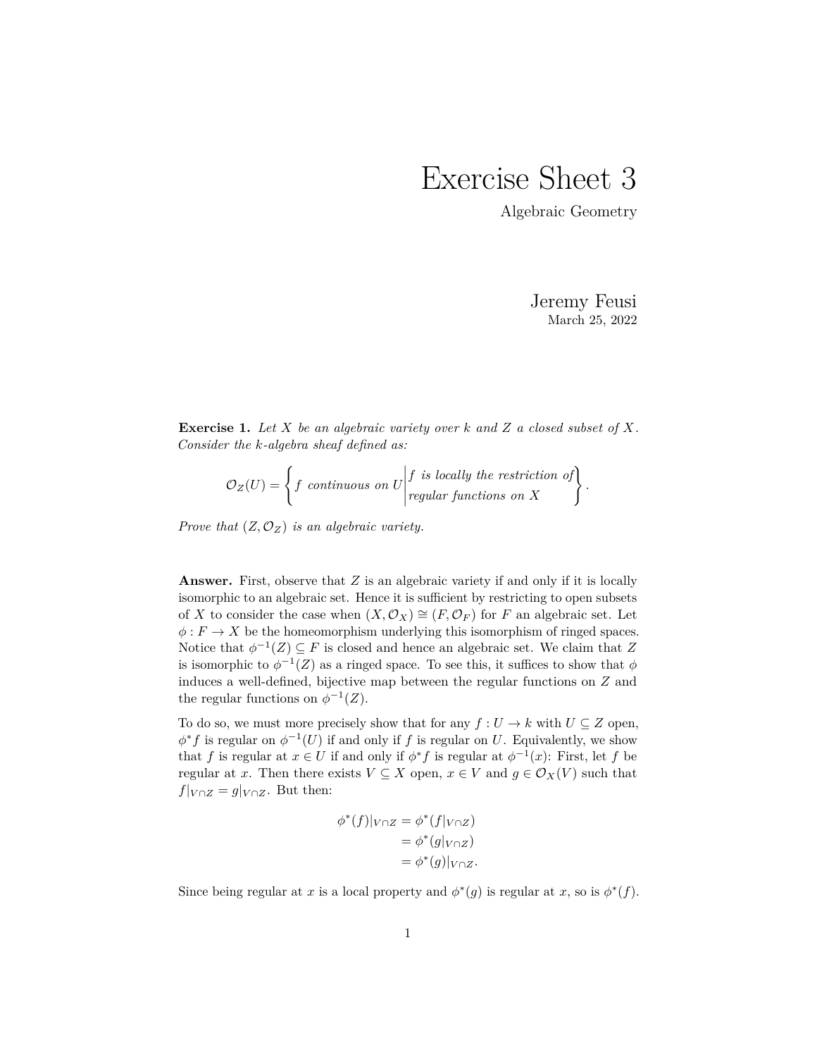# Exercise Sheet 3

Algebraic Geometry

Jeremy Feusi
March 25, 2022

**Exercise 1.** *Let $X$ be an algebraic variety over $k$ and $Z$ a closed subset of $X$. Consider the $k$-algebra sheaf defined as:*

$$\mathcal{O}_Z(U) = \left\{ f \text{ continuous on } U \,\middle|\, \begin{array}{l} f \text{ is locally the restriction of} \\ \text{regular functions on } X \end{array} \right\}.$$

*Prove that $(Z, \mathcal{O}_Z)$ is an algebraic variety.*

**Answer.** First, observe that $Z$ is an algebraic variety if and only if it is locally isomorphic to an algebraic set. Hence it is sufficient by restricting to open subsets of $X$ to consider the case when $(X, \mathcal{O}_X) \cong (F, \mathcal{O}_F)$ for $F$ an algebraic set. Let $\phi : F \to X$ be the homeomorphism underlying this isomorphism of ringed spaces. Notice that $\phi^{-1}(Z) \subseteq F$ is closed and hence an algebraic set. We claim that $Z$ is isomorphic to $\phi^{-1}(Z)$ as a ringed space. To see this, it suffices to show that $\phi$ induces a well-defined, bijective map between the regular functions on $Z$ and the regular functions on $\phi^{-1}(Z)$.

To do so, we must more precisely show that for any $f : U \to k$ with $U \subseteq Z$ open, $\phi^* f$ is regular on $\phi^{-1}(U)$ if and only if $f$ is regular on $U$. Equivalently, we show that $f$ is regular at $x \in U$ if and only if $\phi^* f$ is regular at $\phi^{-1}(x)$: First, let $f$ be regular at $x$. Then there exists $V \subseteq X$ open, $x \in V$ and $g \in \mathcal{O}_X(V)$ such that $f|_{V \cap Z} = g|_{V \cap Z}$. But then:

$$\begin{aligned} \phi^*(f)|_{V \cap Z} &= \phi^*(f|_{V \cap Z}) \\ &= \phi^*(g|_{V \cap Z}) \\ &= \phi^*(g)|_{V \cap Z}. \end{aligned}$$

Since being regular at $x$ is a local property and $\phi^*(g)$ is regular at $x$, so is $\phi^*(f)$.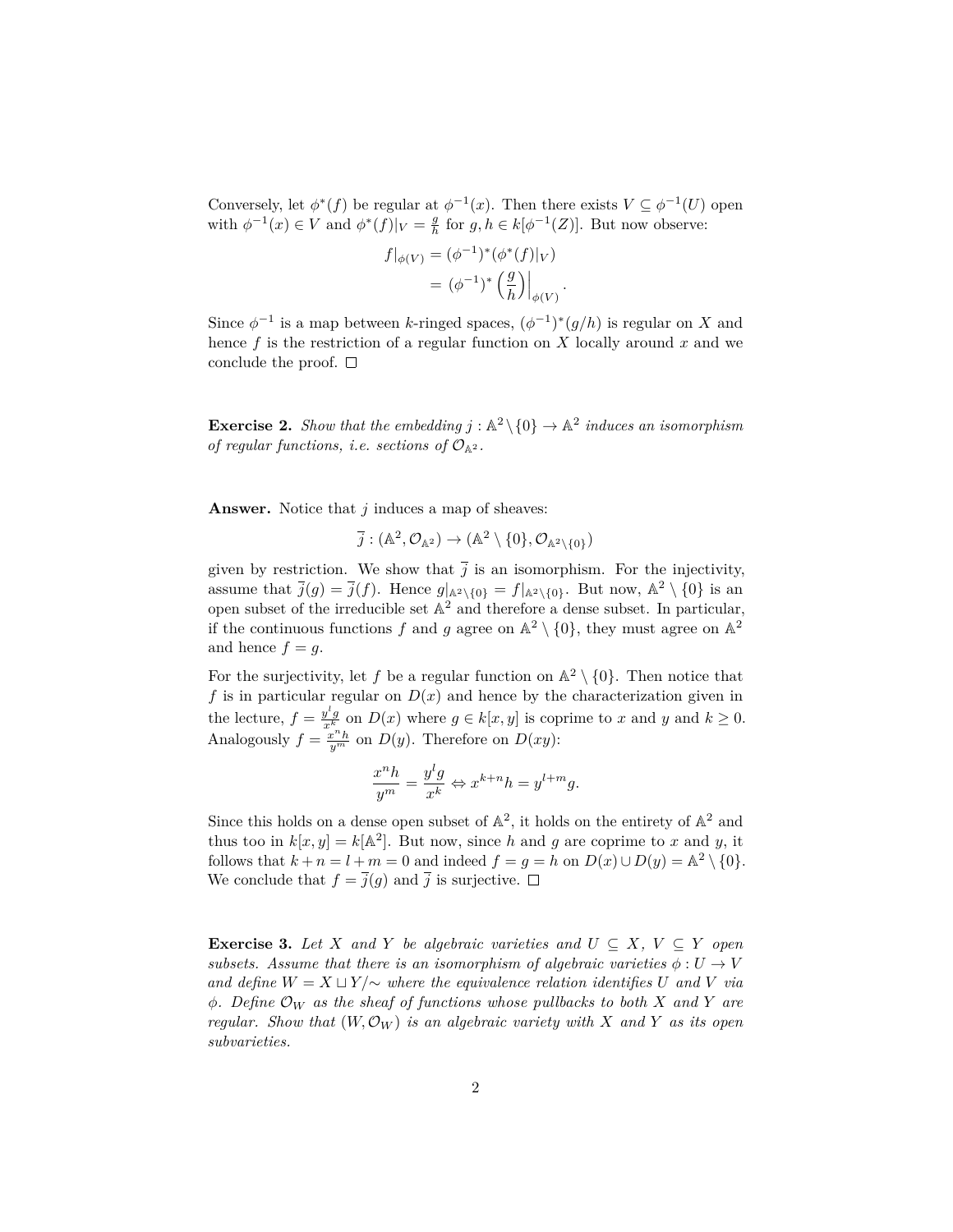Conversely, let $\phi^*(f)$ be regular at $\phi^{-1}(x)$. Then there exists $V \subseteq \phi^{-1}(U)$ open with $\phi^{-1}(x) \in V$ and $\phi^*(f)|_V = \frac{g}{h}$ for $g, h \in k[\phi^{-1}(Z)]$. But now observe:

$$
\begin{aligned}
f|_{\phi(V)} &= (\phi^{-1})^*(\phi^*(f)|_V) \\
&= (\phi^{-1})^* \left(\frac{g}{h}\right)\Big|_{\phi(V)}.
\end{aligned}
$$

Since $\phi^{-1}$ is a map between $k$-ringed spaces, $(\phi^{-1})^*(g/h)$ is regular on $X$ and hence $f$ is the restriction of a regular function on $X$ locally around $x$ and we conclude the proof. □

**Exercise 2.** *Show that the embedding $j : \mathbb{A}^2 \setminus \{0\} \to \mathbb{A}^2$ induces an isomorphism of regular functions, i.e. sections of $\mathcal{O}_{\mathbb{A}^2}$.*

**Answer.** Notice that $j$ induces a map of sheaves:

$$
\overline{j} : (\mathbb{A}^2, \mathcal{O}_{\mathbb{A}^2}) \to (\mathbb{A}^2 \setminus \{0\}, \mathcal{O}_{\mathbb{A}^2 \setminus \{0\}})
$$

given by restriction. We show that $\overline{j}$ is an isomorphism. For the injectivity, assume that $\overline{j}(g) = \overline{j}(f)$. Hence $g|_{\mathbb{A}^2 \setminus \{0\}} = f|_{\mathbb{A}^2 \setminus \{0\}}$. But now, $\mathbb{A}^2 \setminus \{0\}$ is an open subset of the irreducible set $\mathbb{A}^2$ and therefore a dense subset. In particular, if the continuous functions $f$ and $g$ agree on $\mathbb{A}^2 \setminus \{0\}$, they must agree on $\mathbb{A}^2$ and hence $f = g$.

For the surjectivity, let $f$ be a regular function on $\mathbb{A}^2 \setminus \{0\}$. Then notice that $f$ is in particular regular on $D(x)$ and hence by the characterization given in the lecture, $f = \frac{y^l g}{x^k}$ on $D(x)$ where $g \in k[x, y]$ is coprime to $x$ and $y$ and $k \geq 0$. Analogously $f = \frac{x^n h}{y^m}$ on $D(y)$. Therefore on $D(xy)$:

$$
\frac{x^n h}{y^m} = \frac{y^l g}{x^k} \Leftrightarrow x^{k+n} h = y^{l+m} g.
$$

Since this holds on a dense open subset of $\mathbb{A}^2$, it holds on the entirety of $\mathbb{A}^2$ and thus too in $k[x, y] = k[\mathbb{A}^2]$. But now, since $h$ and $g$ are coprime to $x$ and $y$, it follows that $k + n = l + m = 0$ and indeed $f = g = h$ on $D(x) \cup D(y) = \mathbb{A}^2 \setminus \{0\}$. We conclude that $f = \overline{j}(g)$ and $\overline{j}$ is surjective. □

**Exercise 3.** *Let $X$ and $Y$ be algebraic varieties and $U \subseteq X$, $V \subseteq Y$ open subsets. Assume that there is an isomorphism of algebraic varieties $\phi : U \to V$ and define $W = X \sqcup Y/{\sim}$ where the equivalence relation identifies $U$ and $V$ via $\phi$. Define $\mathcal{O}_W$ as the sheaf of functions whose pullbacks to both $X$ and $Y$ are regular. Show that $(W, \mathcal{O}_W)$ is an algebraic variety with $X$ and $Y$ as its open subvarieties.*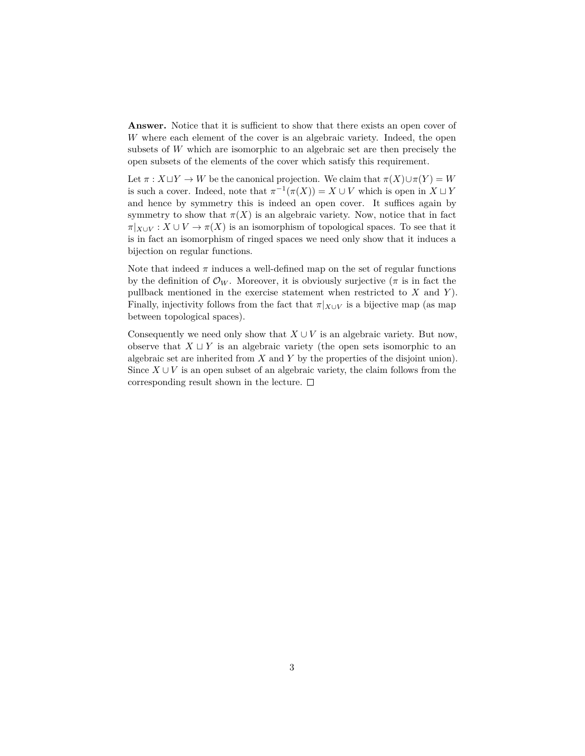**Answer.** Notice that it is sufficient to show that there exists an open cover of $W$ where each element of the cover is an algebraic variety. Indeed, the open subsets of $W$ which are isomorphic to an algebraic set are then precisely the open subsets of the elements of the cover which satisfy this requirement.

Let $\pi : X \sqcup Y \to W$ be the canonical projection. We claim that $\pi(X) \cup \pi(Y) = W$ is such a cover. Indeed, note that $\pi^{-1}(\pi(X)) = X \cup V$ which is open in $X \sqcup Y$ and hence by symmetry this is indeed an open cover. It suffices again by symmetry to show that $\pi(X)$ is an algebraic variety. Now, notice that in fact $\pi|_{X \cup V} : X \cup V \to \pi(X)$ is an isomorphism of topological spaces. To see that it is in fact an isomorphism of ringed spaces we need only show that it induces a bijection on regular functions.

Note that indeed $\pi$ induces a well-defined map on the set of regular functions by the definition of $\mathcal{O}_W$. Moreover, it is obviously surjective ($\pi$ is in fact the pullback mentioned in the exercise statement when restricted to $X$ and $Y$). Finally, injectivity follows from the fact that $\pi|_{X \cup V}$ is a bijective map (as map between topological spaces).

Consequently we need only show that $X \cup V$ is an algebraic variety. But now, observe that $X \sqcup Y$ is an algebraic variety (the open sets isomorphic to an algebraic set are inherited from $X$ and $Y$ by the properties of the disjoint union). Since $X \cup V$ is an open subset of an algebraic variety, the claim follows from the corresponding result shown in the lecture. $\square$